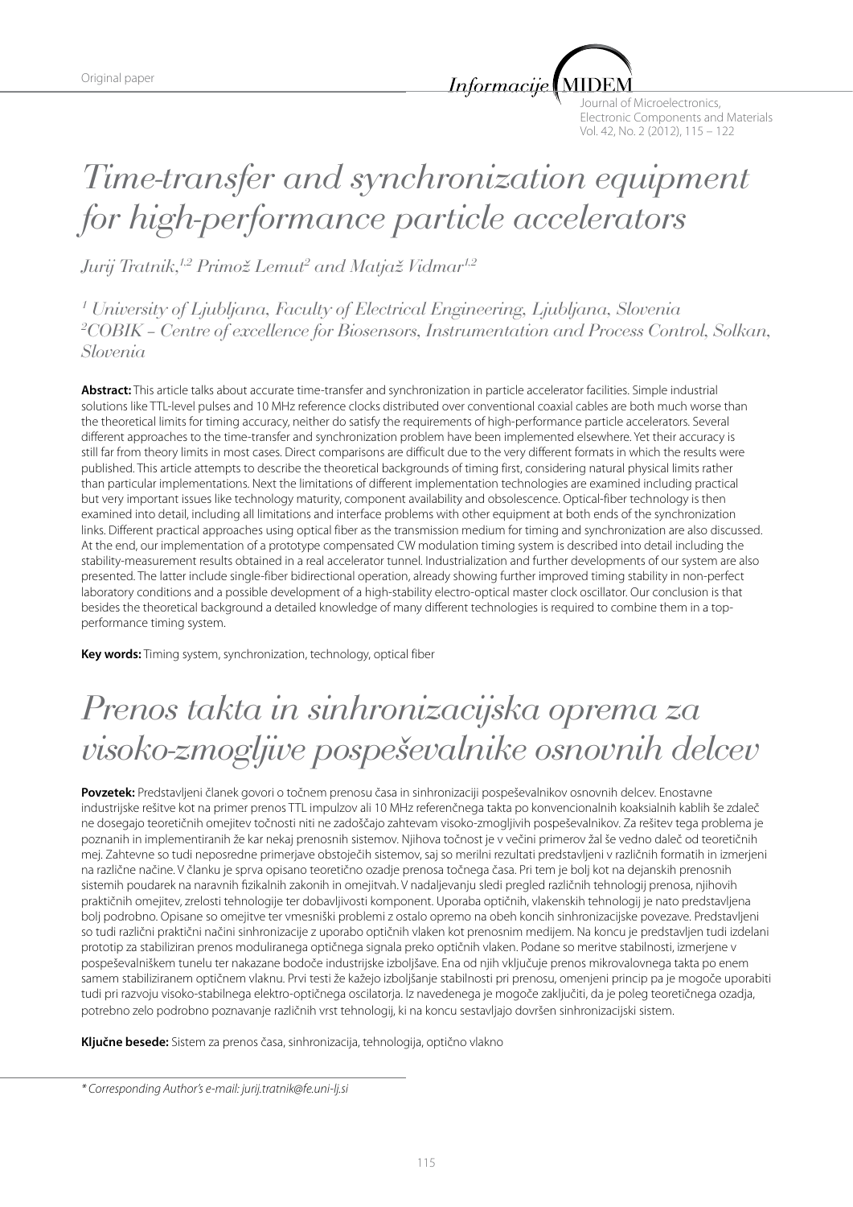Original paper

# Time-transfer and synchronization equipment for high-performance particle accelerators

*Jurij Tratnik,[1,2] Primož Lemut[2] and Matjaž Vidmar[1,2]*

*[1] University of Ljubljana, Faculty of Electrical Engineering, Ljubljana, Slovenia*
*[2]COBIK – Centre of excellence for Biosensors, Instrumentation and Process Control, Solkan, Slovenia*

**Abstract:** This article talks about accurate time-transfer and synchronization in particle accelerator facilities. Simple industrial solutions like TTL-level pulses and 10 MHz reference clocks distributed over conventional coaxial cables are both much worse than the theoretical limits for timing accuracy, neither do satisfy the requirements of high-performance particle accelerators. Several different approaches to the time-transfer and synchronization problem have been implemented elsewhere. Yet their accuracy is still far from theory limits in most cases. Direct comparisons are difficult due to the very different formats in which the results were published. This article attempts to describe the theoretical backgrounds of timing first, considering natural physical limits rather than particular implementations. Next the limitations of different implementation technologies are examined including practical but very important issues like technology maturity, component availability and obsolescence. Optical-fiber technology is then examined into detail, including all limitations and interface problems with other equipment at both ends of the synchronization links. Different practical approaches using optical fiber as the transmission medium for timing and synchronization are also discussed. At the end, our implementation of a prototype compensated CW modulation timing system is described into detail including the stability-measurement results obtained in a real accelerator tunnel. Industrialization and further developments of our system are also presented. The latter include single-fiber bidirectional operation, already showing further improved timing stability in non-perfect laboratory conditions and a possible development of a high-stability electro-optical master clock oscillator. Our conclusion is that besides the theoretical background a detailed knowledge of many different technologies is required to combine them in a top-performance timing system.

**Key words:** Timing system, synchronization, technology, optical fiber

# Prenos takta in sinhronizacijska oprema za visoko-zmogljive pospeševalnike osnovnih delcev

**Povzetek:** Predstavljeni članek govori o točnem prenosu časa in sinhronizaciji pospeševalnikov osnovnih delcev. Enostavne industrijske rešitve kot na primer prenos TTL impulzov ali 10 MHz referenčnega takta po konvencionalnih koaksialnih kablih še zdaleč ne dosegajo teoretičnih omejitev točnosti niti ne zadoščajo zahtevam visoko-zmogljivih pospeševalnikov. Za rešitev tega problema je poznanih in implementiranih že kar nekaj prenosnih sistemov. Njihova točnost je v večini primerov žal še vedno daleč od teoretičnih mej. Zahtevne so tudi neposredne primerjave obstoječih sistemov, saj so merilni rezultati predstavljeni v različnih formatih in izmerjeni na različne načine. V članku je sprva opisano teoretično ozadje prenosa točnega časa. Pri tem je bolj kot na dejanskih prenosnih sistemih poudarek na naravnih fizikalnih zakonih in omejitvah. V nadaljevanju sledi pregled različnih tehnologij prenosa, njihovih praktičnih omejitev, zrelosti tehnologije ter dobavljivosti komponent. Uporaba optičnih, vlakenskih tehnologij je nato predstavljena bolj podrobno. Opisane so omejitve ter vmesniški problemi z ostalo opremo na obeh koncih sinhronizacijske povezave. Predstavljeni so tudi različni praktični načini sinhronizacije z uporabo optičnih vlaken kot prenosnim medijem. Na koncu je predstavljen tudi izdelani prototip za stabiliziran prenos moduliranega optičnega signala preko optičnih vlaken. Podane so meritve stabilnosti, izmerjene v pospeševalniškem tunelu ter nakazane bodoče industrijske izboljšave. Ena od njih vključuje prenos mikrovalovnega takta po enem samem stabiliziranem optičnem vlaknu. Prvi testi že kažejo izboljšanje stabilnosti pri prenosu, omenjeni princip pa je mogoče uporabiti tudi pri razvoju visoko-stabilnega elektro-optičnega oscilatorja. Iz navedenega je mogoče zaključiti, da je poleg teoretičnega ozadja, potrebno zelo podrobno poznavanje različnih vrst tehnologij, ki na koncu sestavljajo dovršen sinhronizacijski sistem.

**Ključne besede:** Sistem za prenos časa, sinhronizacija, tehnologija, optično vlakno

*\* Corresponding Author's e-mail: jurij.tratnik@fe.uni-lj.si*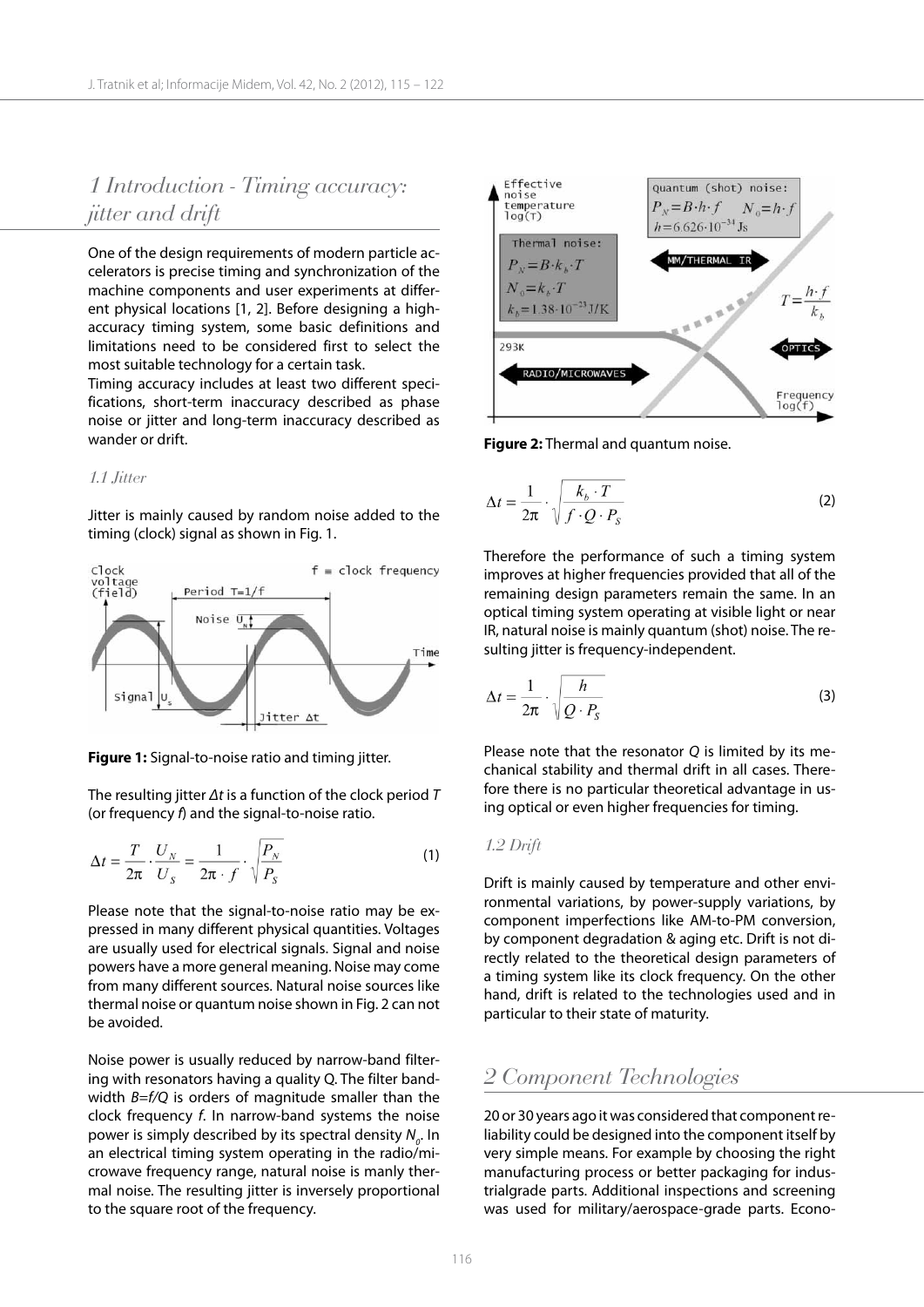## 1 Introduction - Timing accuracy: jitter and drift

One of the design requirements of modern particle accelerators is precise timing and synchronization of the machine components and user experiments at different physical locations [1, 2]. Before designing a high-accuracy timing system, some basic definitions and limitations need to be considered first to select the most suitable technology for a certain task.

Timing accuracy includes at least two different specifications, short-term inaccuracy described as phase noise or jitter and long-term inaccuracy described as wander or drift.

### 1.1 Jitter

Jitter is mainly caused by random noise added to the timing (clock) signal as shown in Fig. 1.

**Figure 1:** Signal-to-noise ratio and timing jitter.

The resulting jitter $\Delta t$ is a function of the clock period $T$ (or frequency $f$) and the signal-to-noise ratio.

$$\Delta t = \frac{T}{2\pi} \cdot \frac{U_N}{U_S} = \frac{1}{2\pi \cdot f} \cdot \sqrt{\frac{P_N}{P_S}} \tag{1}$$

Please note that the signal-to-noise ratio may be expressed in many different physical quantities. Voltages are usually used for electrical signals. Signal and noise powers have a more general meaning. Noise may come from many different sources. Natural noise sources like thermal noise or quantum noise shown in Fig. 2 can not be avoided.

Noise power is usually reduced by narrow-band filtering with resonators having a quality Q. The filter bandwidth $B=f/Q$ is orders of magnitude smaller than the clock frequency $f$. In narrow-band systems the noise power is simply described by its spectral density $N_0$. In an electrical timing system operating in the radio/microwave frequency range, natural noise is manly thermal noise. The resulting jitter is inversely proportional to the square root of the frequency.

**Figure 2:** Thermal and quantum noise.

$$\Delta t = \frac{1}{2\pi} \cdot \sqrt{\frac{k_b \cdot T}{f \cdot Q \cdot P_S}} \tag{2}$$

Therefore the performance of such a timing system improves at higher frequencies provided that all of the remaining design parameters remain the same. In an optical timing system operating at visible light or near IR, natural noise is mainly quantum (shot) noise. The resulting jitter is frequency-independent.

$$\Delta t = \frac{1}{2\pi} \cdot \sqrt{\frac{h}{Q \cdot P_S}} \tag{3}$$

Please note that the resonator $Q$ is limited by its mechanical stability and thermal drift in all cases. Therefore there is no particular theoretical advantage in using optical or even higher frequencies for timing.

### 1.2 Drift

Drift is mainly caused by temperature and other environmental variations, by power-supply variations, by component imperfections like AM-to-PM conversion, by component degradation & aging etc. Drift is not directly related to the theoretical design parameters of a timing system like its clock frequency. On the other hand, drift is related to the technologies used and in particular to their state of maturity.

## 2 Component Technologies

20 or 30 years ago it was considered that component reliability could be designed into the component itself by very simple means. For example by choosing the right manufacturing process or better packaging for industrialgrade parts. Additional inspections and screening was used for military/aerospace-grade parts. Econo-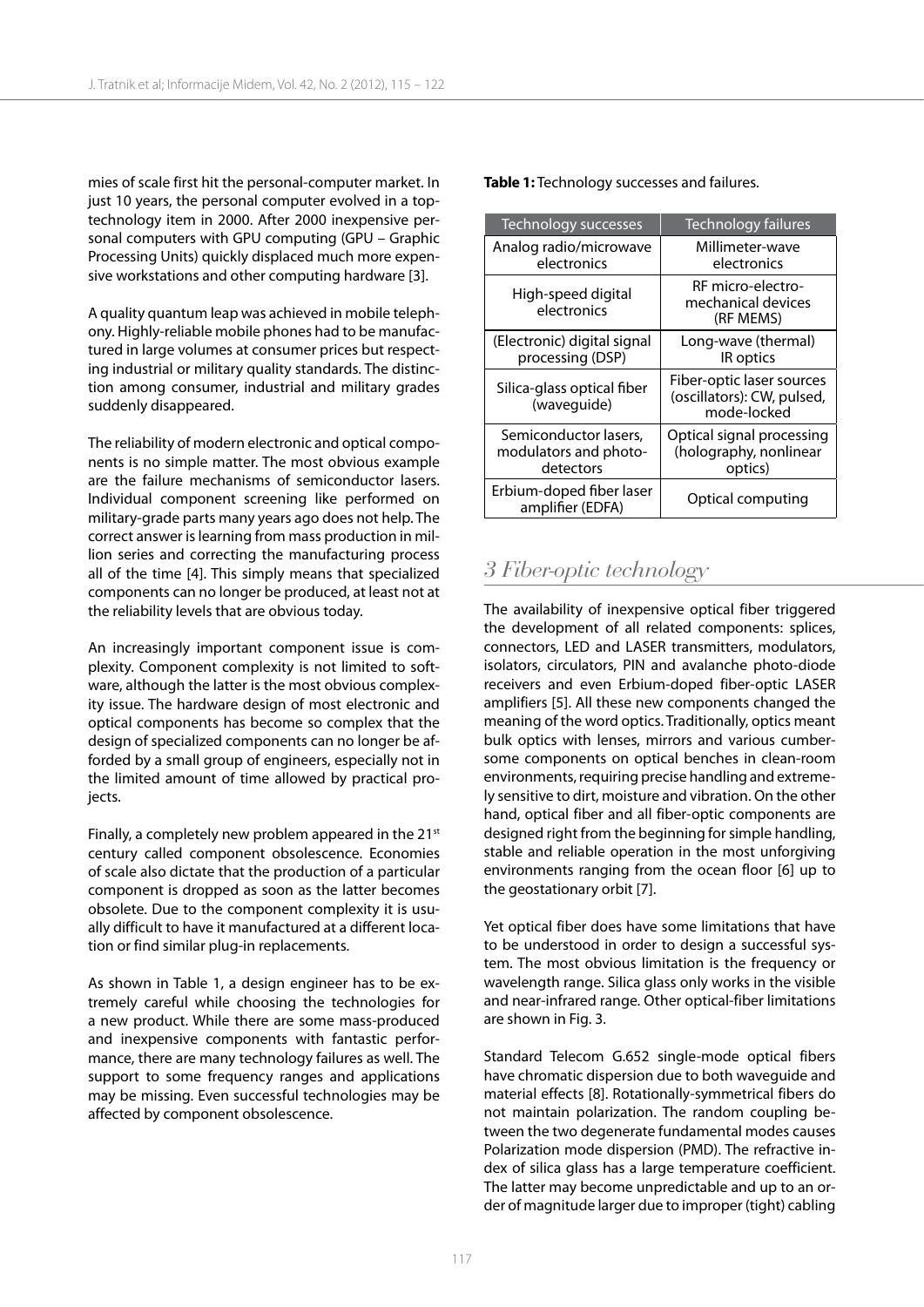mies of scale first hit the personal-computer market. In just 10 years, the personal computer evolved in a top-technology item in 2000. After 2000 inexpensive personal computers with GPU computing (GPU – Graphic Processing Units) quickly displaced much more expensive workstations and other computing hardware [3].

A quality quantum leap was achieved in mobile telephony. Highly-reliable mobile phones had to be manufactured in large volumes at consumer prices but respecting industrial or military quality standards. The distinction among consumer, industrial and military grades suddenly disappeared.

The reliability of modern electronic and optical components is no simple matter. The most obvious example are the failure mechanisms of semiconductor lasers. Individual component screening like performed on military-grade parts many years ago does not help. The correct answer is learning from mass production in million series and correcting the manufacturing process all of the time [4]. This simply means that specialized components can no longer be produced, at least not at the reliability levels that are obvious today.

An increasingly important component issue is complexity. Component complexity is not limited to software, although the latter is the most obvious complexity issue. The hardware design of most electronic and optical components has become so complex that the design of specialized components can no longer be afforded by a small group of engineers, especially not in the limited amount of time allowed by practical projects.

Finally, a completely new problem appeared in the 21st century called component obsolescence. Economies of scale also dictate that the production of a particular component is dropped as soon as the latter becomes obsolete. Due to the component complexity it is usually difficult to have it manufactured at a different location or find similar plug-in replacements.

As shown in Table 1, a design engineer has to be extremely careful while choosing the technologies for a new product. While there are some mass-produced and inexpensive components with fantastic performance, there are many technology failures as well. The support to some frequency ranges and applications may be missing. Even successful technologies may be affected by component obsolescence.

**Table 1:** Technology successes and failures.

| Technology successes | Technology failures |
|---|---|
| Analog radio/microwave electronics | Millimeter-wave electronics |
| High-speed digital electronics | RF micro-electro-mechanical devices (RF MEMS) |
| (Electronic) digital signal processing (DSP) | Long-wave (thermal) IR optics |
| Silica-glass optical fiber (waveguide) | Fiber-optic laser sources (oscillators): CW, pulsed, mode-locked |
| Semiconductor lasers, modulators and photo-detectors | Optical signal processing (holography, nonlinear optics) |
| Erbium-doped fiber laser amplifier (EDFA) | Optical computing |

## 3 Fiber-optic technology

The availability of inexpensive optical fiber triggered the development of all related components: splices, connectors, LED and LASER transmitters, modulators, isolators, circulators, PIN and avalanche photo-diode receivers and even Erbium-doped fiber-optic LASER amplifiers [5]. All these new components changed the meaning of the word optics. Traditionally, optics meant bulk optics with lenses, mirrors and various cumbersome components on optical benches in clean-room environments, requiring precise handling and extremely sensitive to dirt, moisture and vibration. On the other hand, optical fiber and all fiber-optic components are designed right from the beginning for simple handling, stable and reliable operation in the most unforgiving environments ranging from the ocean floor [6] up to the geostationary orbit [7].

Yet optical fiber does have some limitations that have to be understood in order to design a successful system. The most obvious limitation is the frequency or wavelength range. Silica glass only works in the visible and near-infrared range. Other optical-fiber limitations are shown in Fig. 3.

Standard Telecom G.652 single-mode optical fibers have chromatic dispersion due to both waveguide and material effects [8]. Rotationally-symmetrical fibers do not maintain polarization. The random coupling between the two degenerate fundamental modes causes Polarization mode dispersion (PMD). The refractive index of silica glass has a large temperature coefficient. The latter may become unpredictable and up to an order of magnitude larger due to improper (tight) cabling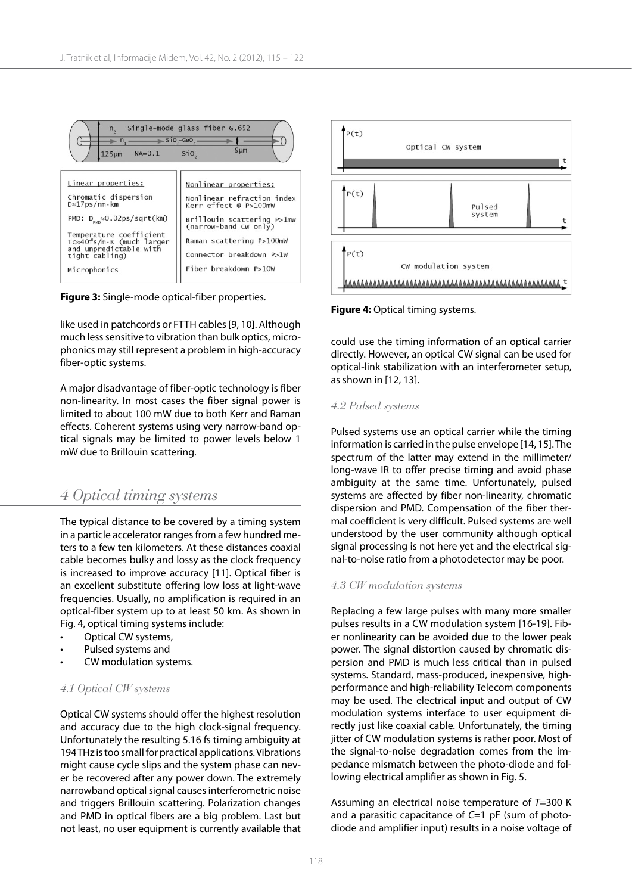Figure 3: Single-mode optical-fiber properties.

like used in patchcords or FTTH cables [9, 10]. Although much less sensitive to vibration than bulk optics, microphonics may still represent a problem in high-accuracy fiber-optic systems.

A major disadvantage of fiber-optic technology is fiber non-linearity. In most cases the fiber signal power is limited to about 100 mW due to both Kerr and Raman effects. Coherent systems using very narrow-band optical signals may be limited to power levels below 1 mW due to Brillouin scattering.

## 4 Optical timing systems

The typical distance to be covered by a timing system in a particle accelerator ranges from a few hundred meters to a few ten kilometers. At these distances coaxial cable becomes bulky and lossy as the clock frequency is increased to improve accuracy [11]. Optical fiber is an excellent substitute offering low loss at light-wave frequencies. Usually, no amplification is required in an optical-fiber system up to at least 50 km. As shown in Fig. 4, optical timing systems include:

- Optical CW systems,
- Pulsed systems and
- CW modulation systems.

### 4.1 Optical CW systems

Optical CW systems should offer the highest resolution and accuracy due to the high clock-signal frequency. Unfortunately the resulting 5.16 fs timing ambiguity at 194 THz is too small for practical applications. Vibrations might cause cycle slips and the system phase can never be recovered after any power down. The extremely narrowband optical signal causes interferometric noise and triggers Brillouin scattering. Polarization changes and PMD in optical fibers are a big problem. Last but not least, no user equipment is currently available that could use the timing information of an optical carrier directly. However, an optical CW signal can be used for optical-link stabilization with an interferometer setup, as shown in [12, 13].

Figure 4: Optical timing systems.

### 4.2 Pulsed systems

Pulsed systems use an optical carrier while the timing information is carried in the pulse envelope [14, 15]. The spectrum of the latter may extend in the millimeter/long-wave IR to offer precise timing and avoid phase ambiguity at the same time. Unfortunately, pulsed systems are affected by fiber non-linearity, chromatic dispersion and PMD. Compensation of the fiber thermal coefficient is very difficult. Pulsed systems are well understood by the user community although optical signal processing is not here yet and the electrical signal-to-noise ratio from a photodetector may be poor.

### 4.3 CW modulation systems

Replacing a few large pulses with many more smaller pulses results in a CW modulation system [16-19]. Fiber nonlinearity can be avoided due to the lower peak power. The signal distortion caused by chromatic dispersion and PMD is much less critical than in pulsed systems. Standard, mass-produced, inexpensive, high-performance and high-reliability Telecom components may be used. The electrical input and output of CW modulation systems interface to user equipment directly just like coaxial cable. Unfortunately, the timing jitter of CW modulation systems is rather poor. Most of the signal-to-noise degradation comes from the impedance mismatch between the photo-diode and following electrical amplifier as shown in Fig. 5.

Assuming an electrical noise temperature of $T$=300 K and a parasitic capacitance of $C$=1 pF (sum of photodiode and amplifier input) results in a noise voltage of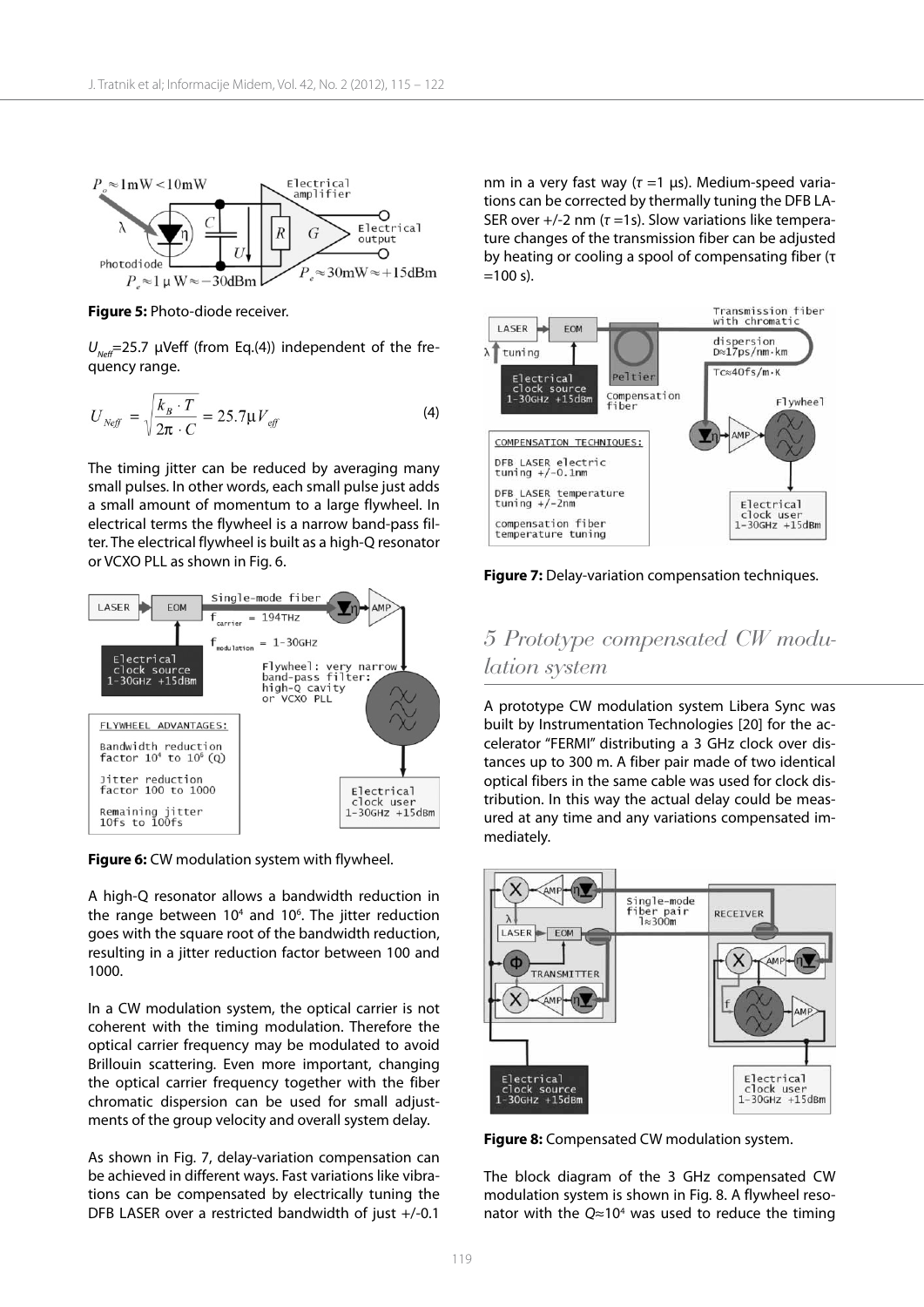**Figure 5:** Photo-diode receiver.

$U_{Neff}$=25.7 μVeff (from Eq.(4)) independent of the frequency range.

$$U_{Neff} = \sqrt{\frac{k_B \cdot T}{2\pi \cdot C}} = 25.7\mu V_{eff} \tag{4}$$

The timing jitter can be reduced by averaging many small pulses. In other words, each small pulse just adds a small amount of momentum to a large flywheel. In electrical terms the flywheel is a narrow band-pass filter. The electrical flywheel is built as a high-Q resonator or VCXO PLL as shown in Fig. 6.

**Figure 6:** CW modulation system with flywheel.

A high-Q resonator allows a bandwidth reduction in the range between $10^4$ and $10^6$. The jitter reduction goes with the square root of the bandwidth reduction, resulting in a jitter reduction factor between 100 and 1000.

In a CW modulation system, the optical carrier is not coherent with the timing modulation. Therefore the optical carrier frequency may be modulated to avoid Brillouin scattering. Even more important, changing the optical carrier frequency together with the fiber chromatic dispersion can be used for small adjustments of the group velocity and overall system delay.

As shown in Fig. 7, delay-variation compensation can be achieved in different ways. Fast variations like vibrations can be compensated by electrically tuning the DFB LASER over a restricted bandwidth of just +/-0.1 nm in a very fast way ($\tau$ =1 μs). Medium-speed variations can be corrected by thermally tuning the DFB LASER over +/-2 nm ($\tau$ =1s). Slow variations like temperature changes of the transmission fiber can be adjusted by heating or cooling a spool of compensating fiber ($\tau$ =100 s).

**Figure 7:** Delay-variation compensation techniques.

## 5 Prototype compensated CW modulation system

A prototype CW modulation system Libera Sync was built by Instrumentation Technologies [20] for the accelerator "FERMI" distributing a 3 GHz clock over distances up to 300 m. A fiber pair made of two identical optical fibers in the same cable was used for clock distribution. In this way the actual delay could be measured at any time and any variations compensated immediately.

**Figure 8:** Compensated CW modulation system.

The block diagram of the 3 GHz compensated CW modulation system is shown in Fig. 8. A flywheel resonator with the $Q$≈$10^4$ was used to reduce the timing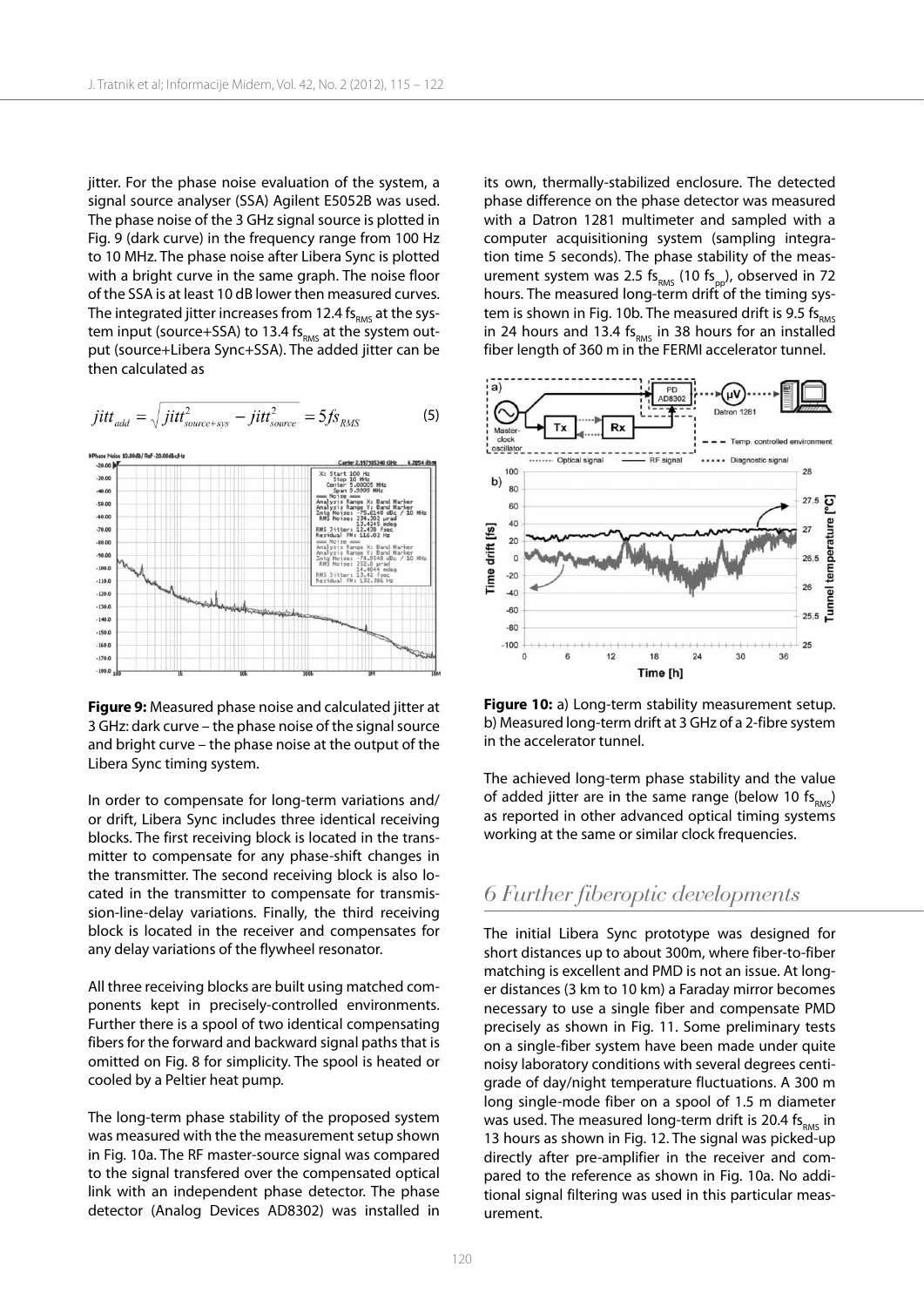jitter. For the phase noise evaluation of the system, a signal source analyser (SSA) Agilent E5052B was used. The phase noise of the 3 GHz signal source is plotted in Fig. 9 (dark curve) in the frequency range from 100 Hz to 10 MHz. The phase noise after Libera Sync is plotted with a bright curve in the same graph. The noise floor of the SSA is at least 10 dB lower then measured curves. The integrated jitter increases from 12.4 $fs_{RMS}$ at the system input (source+SSA) to 13.4 $fs_{RMS}$ at the system output (source+Libera Sync+SSA). The added jitter can be then calculated as

$$jitt_{add} = \sqrt{jitt_{source+sys}^2 - jitt_{source}^2} = 5fs_{RMS} \tag{5}$$

**Figure 9:** Measured phase noise and calculated jitter at 3 GHz: dark curve – the phase noise of the signal source and bright curve – the phase noise at the output of the Libera Sync timing system.

In order to compensate for long-term variations and/or drift, Libera Sync includes three identical receiving blocks. The first receiving block is located in the transmitter to compensate for any phase-shift changes in the transmitter. The second receiving block is also located in the transmitter to compensate for transmission-line-delay variations. Finally, the third receiving block is located in the receiver and compensates for any delay variations of the flywheel resonator.

All three receiving blocks are built using matched components kept in precisely-controlled environments. Further there is a spool of two identical compensating fibers for the forward and backward signal paths that is omitted on Fig. 8 for simplicity. The spool is heated or cooled by a Peltier heat pump.

The long-term phase stability of the proposed system was measured with the the measurement setup shown in Fig. 10a. The RF master-source signal was compared to the signal transfered over the compensated optical link with an independent phase detector. The phase detector (Analog Devices AD8302) was installed in its own, thermally-stabilized enclosure. The detected phase difference on the phase detector was measured with a Datron 1281 multimeter and sampled with a computer acquisitioning system (sampling integration time 5 seconds). The phase stability of the measurement system was 2.5 $fs_{RMS}$ (10 $fs_{pp}$), observed in 72 hours. The measured long-term drift of the timing system is shown in Fig. 10b. The measured drift is 9.5 $fs_{RMS}$ in 24 hours and 13.4 $fs_{RMS}$ in 38 hours for an installed fiber length of 360 m in the FERMI accelerator tunnel.

**Figure 10:** a) Long-term stability measurement setup. b) Measured long-term drift at 3 GHz of a 2-fibre system in the accelerator tunnel.

The achieved long-term phase stability and the value of added jitter are in the same range (below 10 $fs_{RMS}$) as reported in other advanced optical timing systems working at the same or similar clock frequencies.

## 6 Further fiberoptic developments

The initial Libera Sync prototype was designed for short distances up to about 300m, where fiber-to-fiber matching is excellent and PMD is not an issue. At longer distances (3 km to 10 km) a Faraday mirror becomes necessary to use a single fiber and compensate PMD precisely as shown in Fig. 11. Some preliminary tests on a single-fiber system have been made under quite noisy laboratory conditions with several degrees centigrade of day/night temperature fluctuations. A 300 m long single-mode fiber on a spool of 1.5 m diameter was used. The measured long-term drift is 20.4 $fs_{RMS}$ in 13 hours as shown in Fig. 12. The signal was picked-up directly after pre-amplifier in the receiver and compared to the reference as shown in Fig. 10a. No additional signal filtering was used in this particular measurement.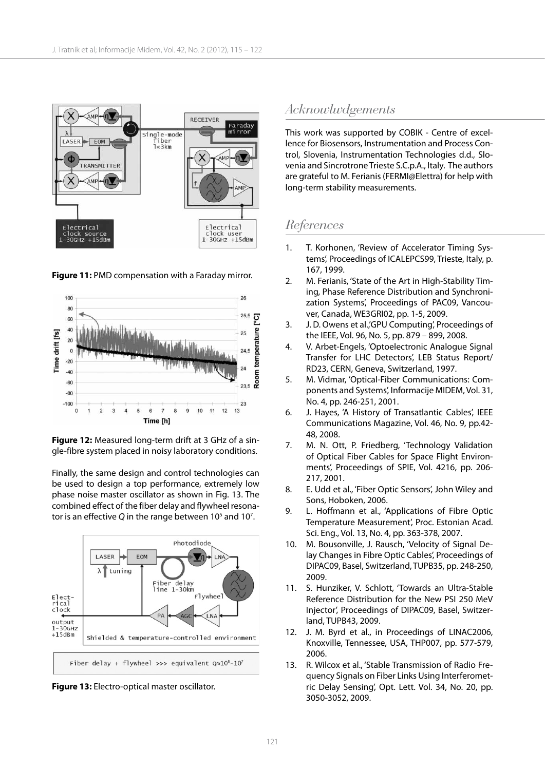**Figure 11:** PMD compensation with a Faraday mirror.

**Figure 12:** Measured long-term drift at 3 GHz of a single-fibre system placed in noisy laboratory conditions.

Finally, the same design and control technologies can be used to design a top performance, extremely low phase noise master oscillator as shown in Fig. 13. The combined effect of the fiber delay and flywheel resonator is an effective *Q* in the range between $10^5$ and $10^7$.

**Figure 13:** Electro-optical master oscillator.

## Acknowlwdgements

This work was supported by COBIK - Centre of excellence for Biosensors, Instrumentation and Process Control, Slovenia, Instrumentation Technologies d.d., Slovenia and Sincrotrone Trieste S.C.p.A., Italy. The authors are grateful to M. Ferianis (FERMI@Elettra) for help with long-term stability measurements.

## References

1. T. Korhonen, 'Review of Accelerator Timing Systems', Proceedings of ICALEPCS99, Trieste, Italy, p. 167, 1999.
2. M. Ferianis, 'State of the Art in High-Stability Timing, Phase Reference Distribution and Synchronization Systems', Proceedings of PAC09, Vancouver, Canada, WE3GRI02, pp. 1-5, 2009.
3. J. D. Owens et al.,'GPU Computing', Proceedings of the IEEE, Vol. 96, No. 5, pp. 879 – 899, 2008.
4. V. Arbet-Engels, 'Optoelectronic Analogue Signal Transfer for LHC Detectors', LEB Status Report/ RD23, CERN, Geneva, Switzerland, 1997.
5. M. Vidmar, 'Optical-Fiber Communications: Components and Systems', Informacije MIDEM, Vol. 31, No. 4, pp. 246-251, 2001.
6. J. Hayes, 'A History of Transatlantic Cables', IEEE Communications Magazine, Vol. 46, No. 9, pp.42-48, 2008.
7. M. N. Ott, P. Friedberg, 'Technology Validation of Optical Fiber Cables for Space Flight Environments', Proceedings of SPIE, Vol. 4216, pp. 206-217, 2001.
8. E. Udd et al., 'Fiber Optic Sensors', John Wiley and Sons, Hoboken, 2006.
9. L. Hoffmann et al., 'Applications of Fibre Optic Temperature Measurement', Proc. Estonian Acad. Sci. Eng., Vol. 13, No. 4, pp. 363-378, 2007.
10. M. Bousonville, J. Rausch, 'Velocity of Signal Delay Changes in Fibre Optic Cables', Proceedings of DIPAC09, Basel, Switzerland, TUPB35, pp. 248-250, 2009.
11. S. Hunziker, V. Schlott, 'Towards an Ultra-Stable Reference Distribution for the New PSI 250 MeV Injector', Proceedings of DIPAC09, Basel, Switzerland, TUPB43, 2009.
12. J. M. Byrd et al., in Proceedings of LINAC2006, Knoxville, Tennessee, USA, THP007, pp. 577-579, 2006.
13. R. Wilcox et al., 'Stable Transmission of Radio Frequency Signals on Fiber Links Using Interferometric Delay Sensing', Opt. Lett. Vol. 34, No. 20, pp. 3050-3052, 2009.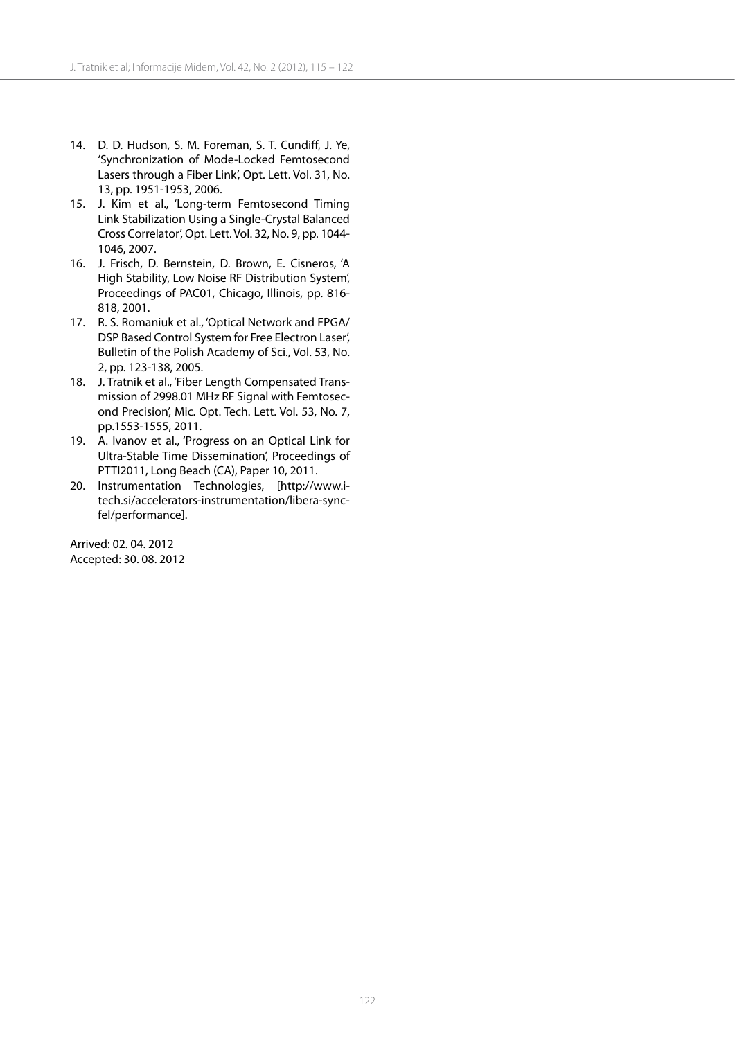14. D. D. Hudson, S. M. Foreman, S. T. Cundiff, J. Ye, 'Synchronization of Mode-Locked Femtosecond Lasers through a Fiber Link', Opt. Lett. Vol. 31, No. 13, pp. 1951-1953, 2006.
15. J. Kim et al., 'Long-term Femtosecond Timing Link Stabilization Using a Single-Crystal Balanced Cross Correlator', Opt. Lett. Vol. 32, No. 9, pp. 1044-1046, 2007.
16. J. Frisch, D. Bernstein, D. Brown, E. Cisneros, 'A High Stability, Low Noise RF Distribution System', Proceedings of PAC01, Chicago, Illinois, pp. 816-818, 2001.
17. R. S. Romaniuk et al., 'Optical Network and FPGA/DSP Based Control System for Free Electron Laser', Bulletin of the Polish Academy of Sci., Vol. 53, No. 2, pp. 123-138, 2005.
18. J. Tratnik et al., 'Fiber Length Compensated Transmission of 2998.01 MHz RF Signal with Femtosecond Precision', Mic. Opt. Tech. Lett. Vol. 53, No. 7, pp.1553-1555, 2011.
19. A. Ivanov et al., 'Progress on an Optical Link for Ultra-Stable Time Dissemination', Proceedings of PTTI2011, Long Beach (CA), Paper 10, 2011.
20. Instrumentation Technologies, [http://www.i-tech.si/accelerators-instrumentation/libera-sync-fel/performance].

Arrived: 02. 04. 2012
Accepted: 30. 08. 2012